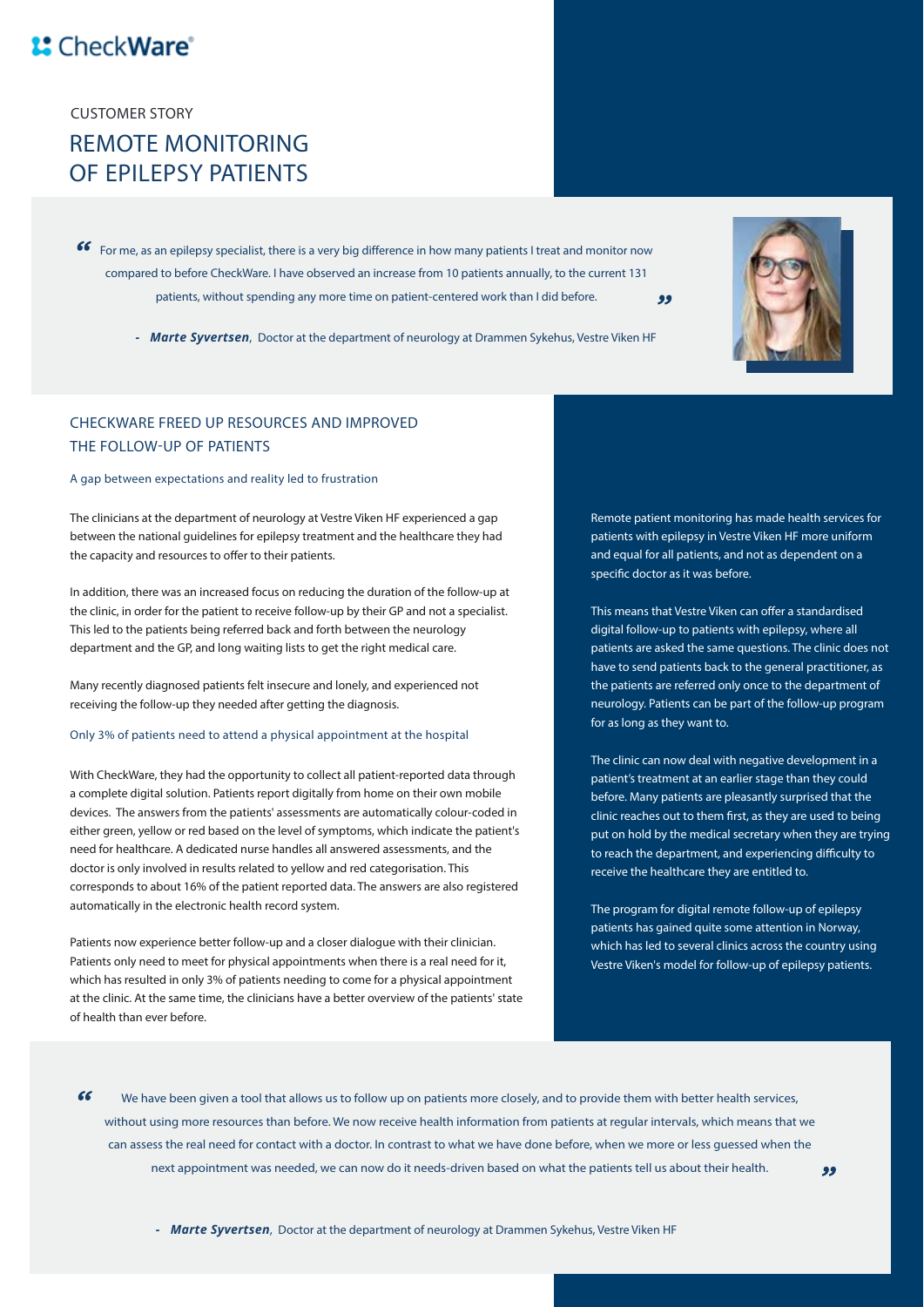CheckWare®

CUSTOMER STORY

# REMOTE MONITORING OF EPILEPSY PATIENTS

> “For me, as an epilepsy specialist, there is a very big difference in how many patients I treat and monitor now compared to before CheckWare. I have observed an increase from 10 patients annually, to the current 131 patients, without spending any more time on patient-centered work than I did before.”
>
> - ***Marte Syvertsen***, Doctor at the department of neurology at Drammen Sykehus, Vestre Viken HF

## CHECKWARE FREED UP RESOURCES AND IMPROVED THE FOLLOW-UP OF PATIENTS

### A gap between expectations and reality led to frustration

The clinicians at the department of neurology at Vestre Viken HF experienced a gap between the national guidelines for epilepsy treatment and the healthcare they had the capacity and resources to offer to their patients.

In addition, there was an increased focus on reducing the duration of the follow-up at the clinic, in order for the patient to receive follow-up by their GP and not a specialist. This led to the patients being referred back and forth between the neurology department and the GP, and long waiting lists to get the right medical care.

Many recently diagnosed patients felt insecure and lonely, and experienced not receiving the follow-up they needed after getting the diagnosis.

### Only 3% of patients need to attend a physical appointment at the hospital

With CheckWare, they had the opportunity to collect all patient-reported data through a complete digital solution. Patients report digitally from home on their own mobile devices. The answers from the patients' assessments are automatically colour-coded in either green, yellow or red based on the level of symptoms, which indicate the patient's need for healthcare. A dedicated nurse handles all answered assessments, and the doctor is only involved in results related to yellow and red categorisation. This corresponds to about 16% of the patient reported data. The answers are also registered automatically in the electronic health record system.

Patients now experience better follow-up and a closer dialogue with their clinician. Patients only need to meet for physical appointments when there is a real need for it, which has resulted in only 3% of patients needing to come for a physical appointment at the clinic. At the same time, the clinicians have a better overview of the patients' state of health than ever before.

Remote patient monitoring has made health services for patients with epilepsy in Vestre Viken HF more uniform and equal for all patients, and not as dependent on a specific doctor as it was before.

This means that Vestre Viken can offer a standardised digital follow-up to patients with epilepsy, where all patients are asked the same questions. The clinic does not have to send patients back to the general practitioner, as the patients are referred only once to the department of neurology. Patients can be part of the follow-up program for as long as they want to.

The clinic can now deal with negative development in a patient’s treatment at an earlier stage than they could before. Many patients are pleasantly surprised that the clinic reaches out to them first, as they are used to being put on hold by the medical secretary when they are trying to reach the department, and experiencing difficulty to receive the healthcare they are entitled to.

The program for digital remote follow-up of epilepsy patients has gained quite some attention in Norway, which has led to several clinics across the country using Vestre Viken's model for follow-up of epilepsy patients.

> “We have been given a tool that allows us to follow up on patients more closely, and to provide them with better health services, without using more resources than before. We now receive health information from patients at regular intervals, which means that we can assess the real need for contact with a doctor. In contrast to what we have done before, when we more or less guessed when the next appointment was needed, we can now do it needs-driven based on what the patients tell us about their health.”
>
> - ***Marte Syvertsen***, Doctor at the department of neurology at Drammen Sykehus, Vestre Viken HF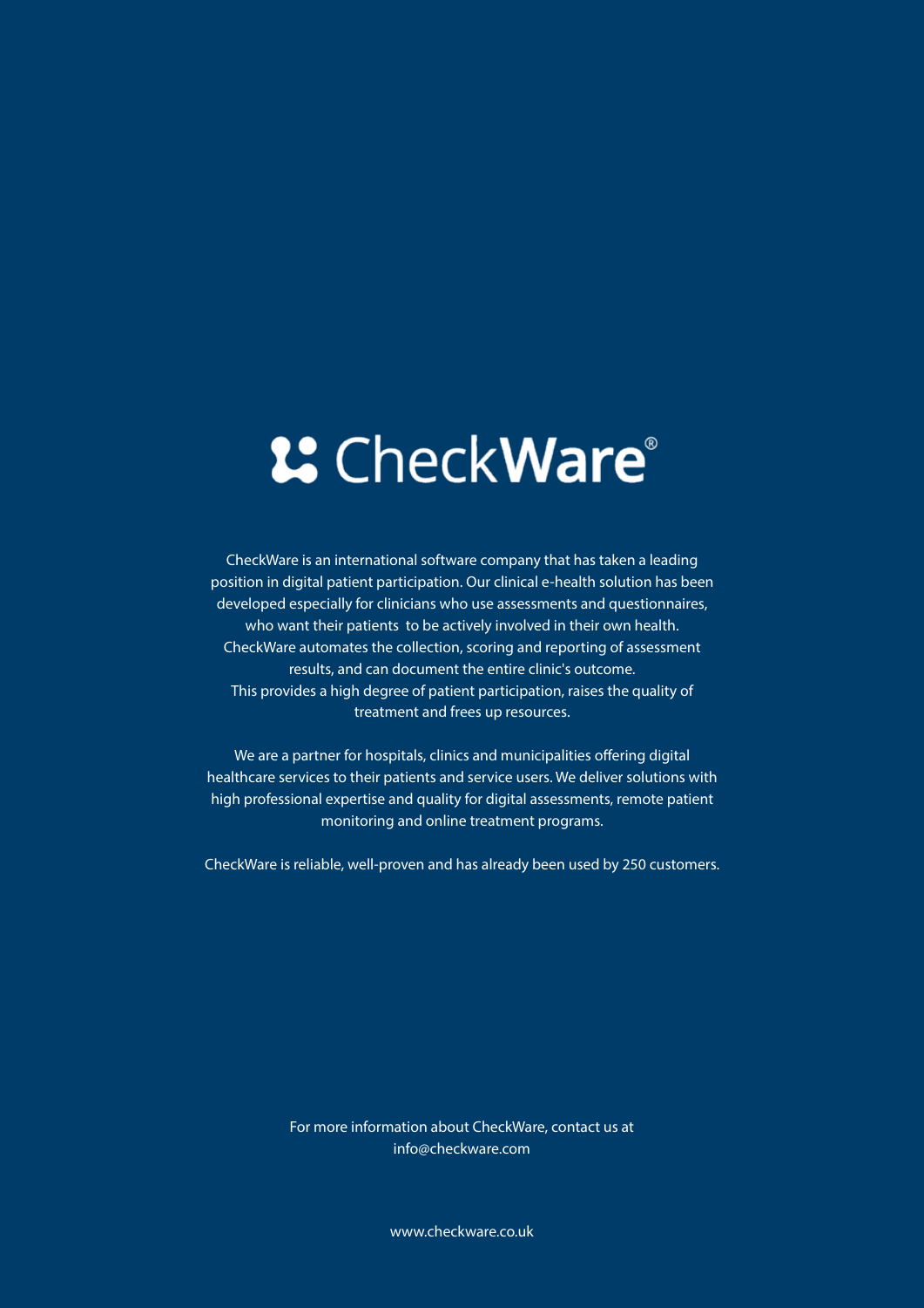# CheckWare®

CheckWare is an international software company that has taken a leading position in digital patient participation. Our clinical e-health solution has been developed especially for clinicians who use assessments and questionnaires, who want their patients to be actively involved in their own health. CheckWare automates the collection, scoring and reporting of assessment results, and can document the entire clinic's outcome. This provides a high degree of patient participation, raises the quality of treatment and frees up resources.

We are a partner for hospitals, clinics and municipalities offering digital healthcare services to their patients and service users. We deliver solutions with high professional expertise and quality for digital assessments, remote patient monitoring and online treatment programs.

CheckWare is reliable, well-proven and has already been used by 250 customers.

For more information about CheckWare, contact us at info@checkware.com

www.checkware.co.uk